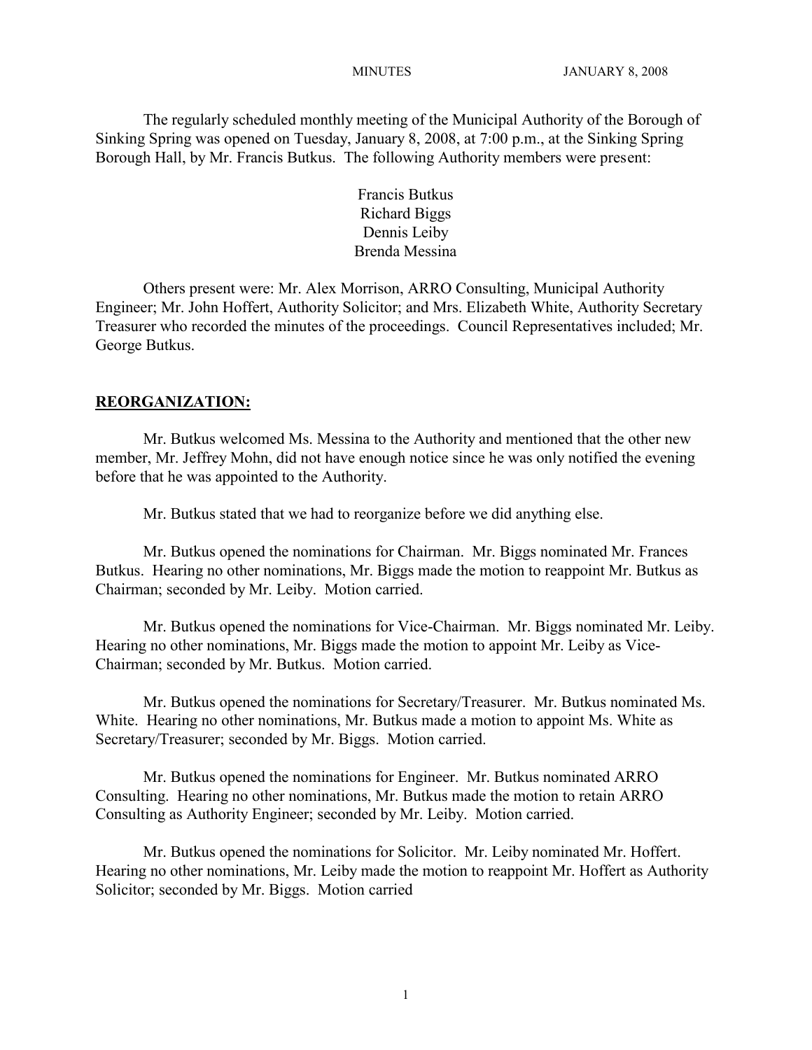The regularly scheduled monthly meeting of the Municipal Authority of the Borough of Sinking Spring was opened on Tuesday, January 8, 2008, at 7:00 p.m., at the Sinking Spring Borough Hall, by Mr. Francis Butkus. The following Authority members were present:

Francis Butkus
Richard Biggs
Dennis Leiby
Brenda Messina

Others present were: Mr. Alex Morrison, ARRO Consulting, Municipal Authority Engineer; Mr. John Hoffert, Authority Solicitor; and Mrs. Elizabeth White, Authority Secretary Treasurer who recorded the minutes of the proceedings. Council Representatives included; Mr. George Butkus.

## REORGANIZATION:

Mr. Butkus welcomed Ms. Messina to the Authority and mentioned that the other new member, Mr. Jeffrey Mohn, did not have enough notice since he was only notified the evening before that he was appointed to the Authority.

Mr. Butkus stated that we had to reorganize before we did anything else.

Mr. Butkus opened the nominations for Chairman. Mr. Biggs nominated Mr. Frances Butkus. Hearing no other nominations, Mr. Biggs made the motion to reappoint Mr. Butkus as Chairman; seconded by Mr. Leiby. Motion carried.

Mr. Butkus opened the nominations for Vice-Chairman. Mr. Biggs nominated Mr. Leiby. Hearing no other nominations, Mr. Biggs made the motion to appoint Mr. Leiby as Vice-Chairman; seconded by Mr. Butkus. Motion carried.

Mr. Butkus opened the nominations for Secretary/Treasurer. Mr. Butkus nominated Ms. White. Hearing no other nominations, Mr. Butkus made a motion to appoint Ms. White as Secretary/Treasurer; seconded by Mr. Biggs. Motion carried.

Mr. Butkus opened the nominations for Engineer. Mr. Butkus nominated ARRO Consulting. Hearing no other nominations, Mr. Butkus made the motion to retain ARRO Consulting as Authority Engineer; seconded by Mr. Leiby. Motion carried.

Mr. Butkus opened the nominations for Solicitor. Mr. Leiby nominated Mr. Hoffert. Hearing no other nominations, Mr. Leiby made the motion to reappoint Mr. Hoffert as Authority Solicitor; seconded by Mr. Biggs. Motion carried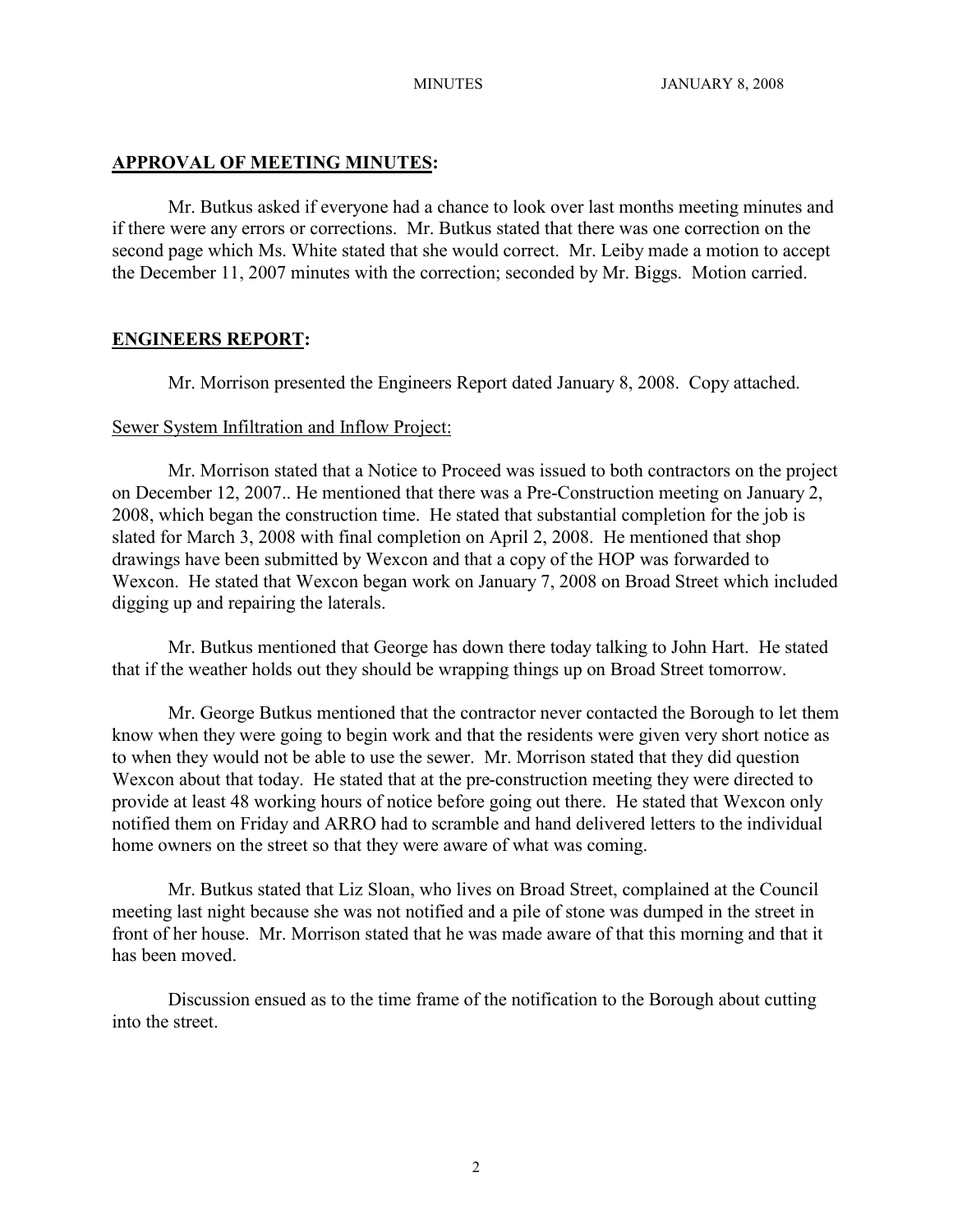## **APPROVAL OF MEETING MINUTES:**

Mr. Butkus asked if everyone had a chance to look over last months meeting minutes and if there were any errors or corrections. Mr. Butkus stated that there was one correction on the second page which Ms. White stated that she would correct. Mr. Leiby made a motion to accept the December 11, 2007 minutes with the correction; seconded by Mr. Biggs. Motion carried.

## **ENGINEERS REPORT:**

Mr. Morrison presented the Engineers Report dated January 8, 2008. Copy attached.

Sewer System Infiltration and Inflow Project:

Mr. Morrison stated that a Notice to Proceed was issued to both contractors on the project on December 12, 2007.. He mentioned that there was a Pre-Construction meeting on January 2, 2008, which began the construction time. He stated that substantial completion for the job is slated for March 3, 2008 with final completion on April 2, 2008. He mentioned that shop drawings have been submitted by Wexcon and that a copy of the HOP was forwarded to Wexcon. He stated that Wexcon began work on January 7, 2008 on Broad Street which included digging up and repairing the laterals.

Mr. Butkus mentioned that George has down there today talking to John Hart. He stated that if the weather holds out they should be wrapping things up on Broad Street tomorrow.

Mr. George Butkus mentioned that the contractor never contacted the Borough to let them know when they were going to begin work and that the residents were given very short notice as to when they would not be able to use the sewer. Mr. Morrison stated that they did question Wexcon about that today. He stated that at the pre-construction meeting they were directed to provide at least 48 working hours of notice before going out there. He stated that Wexcon only notified them on Friday and ARRO had to scramble and hand delivered letters to the individual home owners on the street so that they were aware of what was coming.

Mr. Butkus stated that Liz Sloan, who lives on Broad Street, complained at the Council meeting last night because she was not notified and a pile of stone was dumped in the street in front of her house. Mr. Morrison stated that he was made aware of that this morning and that it has been moved.

Discussion ensued as to the time frame of the notification to the Borough about cutting into the street.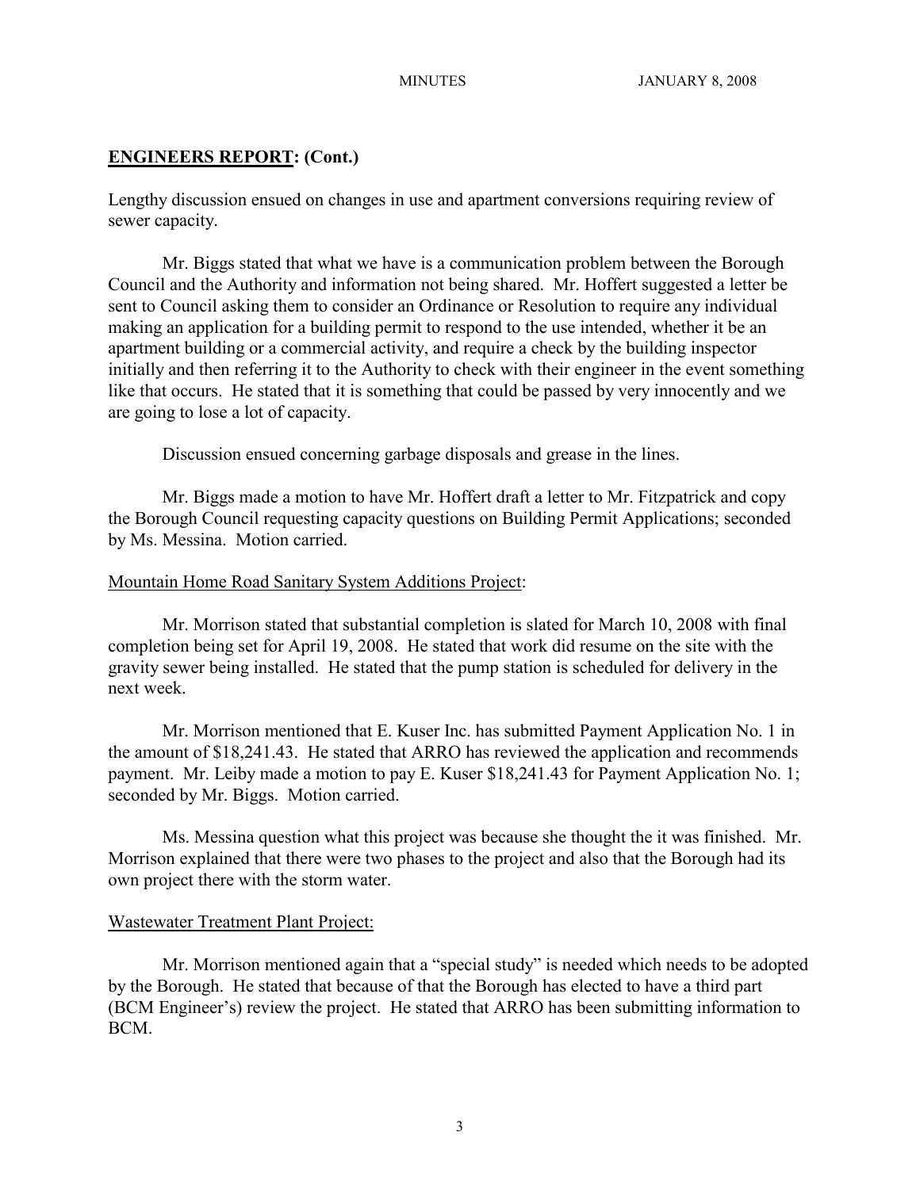## ENGINEERS REPORT: (Cont.)

Lengthy discussion ensued on changes in use and apartment conversions requiring review of sewer capacity.

Mr. Biggs stated that what we have is a communication problem between the Borough Council and the Authority and information not being shared. Mr. Hoffert suggested a letter be sent to Council asking them to consider an Ordinance or Resolution to require any individual making an application for a building permit to respond to the use intended, whether it be an apartment building or a commercial activity, and require a check by the building inspector initially and then referring it to the Authority to check with their engineer in the event something like that occurs. He stated that it is something that could be passed by very innocently and we are going to lose a lot of capacity.

Discussion ensued concerning garbage disposals and grease in the lines.

Mr. Biggs made a motion to have Mr. Hoffert draft a letter to Mr. Fitzpatrick and copy the Borough Council requesting capacity questions on Building Permit Applications; seconded by Ms. Messina. Motion carried.

Mountain Home Road Sanitary System Additions Project:

Mr. Morrison stated that substantial completion is slated for March 10, 2008 with final completion being set for April 19, 2008. He stated that work did resume on the site with the gravity sewer being installed. He stated that the pump station is scheduled for delivery in the next week.

Mr. Morrison mentioned that E. Kuser Inc. has submitted Payment Application No. 1 in the amount of $18,241.43. He stated that ARRO has reviewed the application and recommends payment. Mr. Leiby made a motion to pay E. Kuser $18,241.43 for Payment Application No. 1; seconded by Mr. Biggs. Motion carried.

Ms. Messina question what this project was because she thought the it was finished. Mr. Morrison explained that there were two phases to the project and also that the Borough had its own project there with the storm water.

Wastewater Treatment Plant Project:

Mr. Morrison mentioned again that a "special study" is needed which needs to be adopted by the Borough. He stated that because of that the Borough has elected to have a third part (BCM Engineer's) review the project. He stated that ARRO has been submitting information to BCM.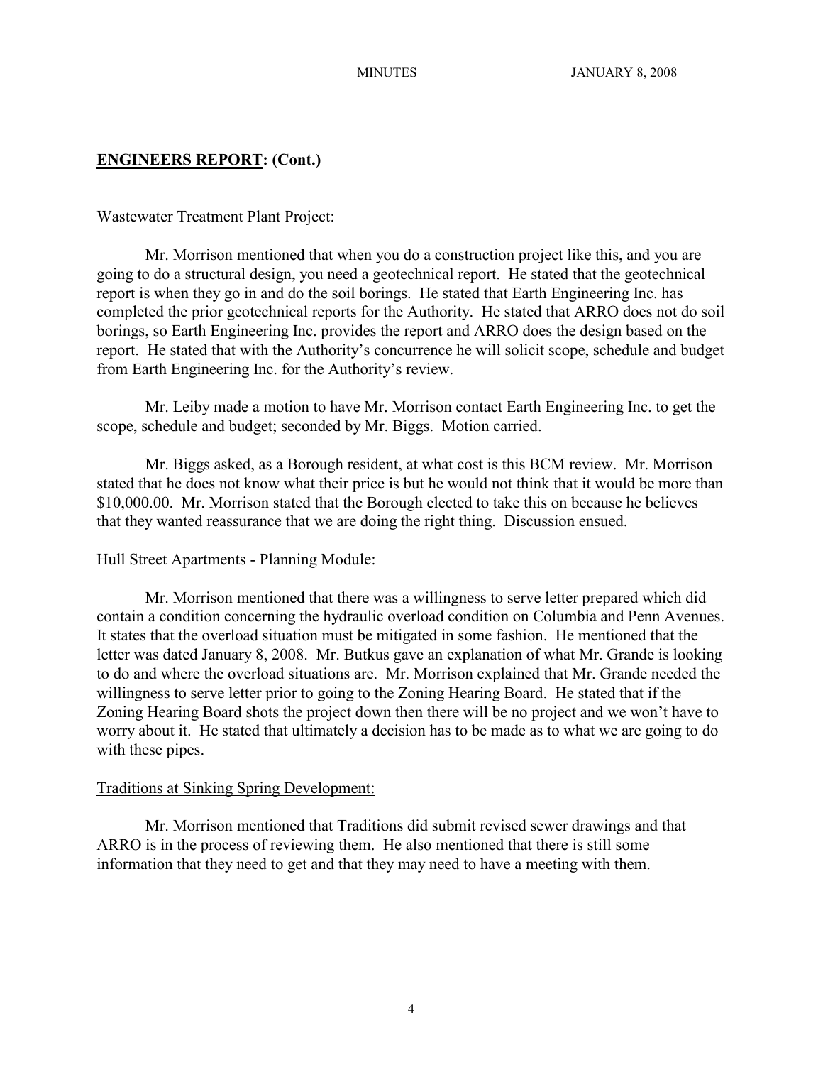## **ENGINEERS REPORT: (Cont.)**

Wastewater Treatment Plant Project:

Mr. Morrison mentioned that when you do a construction project like this, and you are going to do a structural design, you need a geotechnical report. He stated that the geotechnical report is when they go in and do the soil borings. He stated that Earth Engineering Inc. has completed the prior geotechnical reports for the Authority. He stated that ARRO does not do soil borings, so Earth Engineering Inc. provides the report and ARRO does the design based on the report. He stated that with the Authority's concurrence he will solicit scope, schedule and budget from Earth Engineering Inc. for the Authority's review.

Mr. Leiby made a motion to have Mr. Morrison contact Earth Engineering Inc. to get the scope, schedule and budget; seconded by Mr. Biggs. Motion carried.

Mr. Biggs asked, as a Borough resident, at what cost is this BCM review. Mr. Morrison stated that he does not know what their price is but he would not think that it would be more than $10,000.00. Mr. Morrison stated that the Borough elected to take this on because he believes that they wanted reassurance that we are doing the right thing. Discussion ensued.

Hull Street Apartments - Planning Module:

Mr. Morrison mentioned that there was a willingness to serve letter prepared which did contain a condition concerning the hydraulic overload condition on Columbia and Penn Avenues. It states that the overload situation must be mitigated in some fashion. He mentioned that the letter was dated January 8, 2008. Mr. Butkus gave an explanation of what Mr. Grande is looking to do and where the overload situations are. Mr. Morrison explained that Mr. Grande needed the willingness to serve letter prior to going to the Zoning Hearing Board. He stated that if the Zoning Hearing Board shots the project down then there will be no project and we won't have to worry about it. He stated that ultimately a decision has to be made as to what we are going to do with these pipes.

Traditions at Sinking Spring Development:

Mr. Morrison mentioned that Traditions did submit revised sewer drawings and that ARRO is in the process of reviewing them. He also mentioned that there is still some information that they need to get and that they may need to have a meeting with them.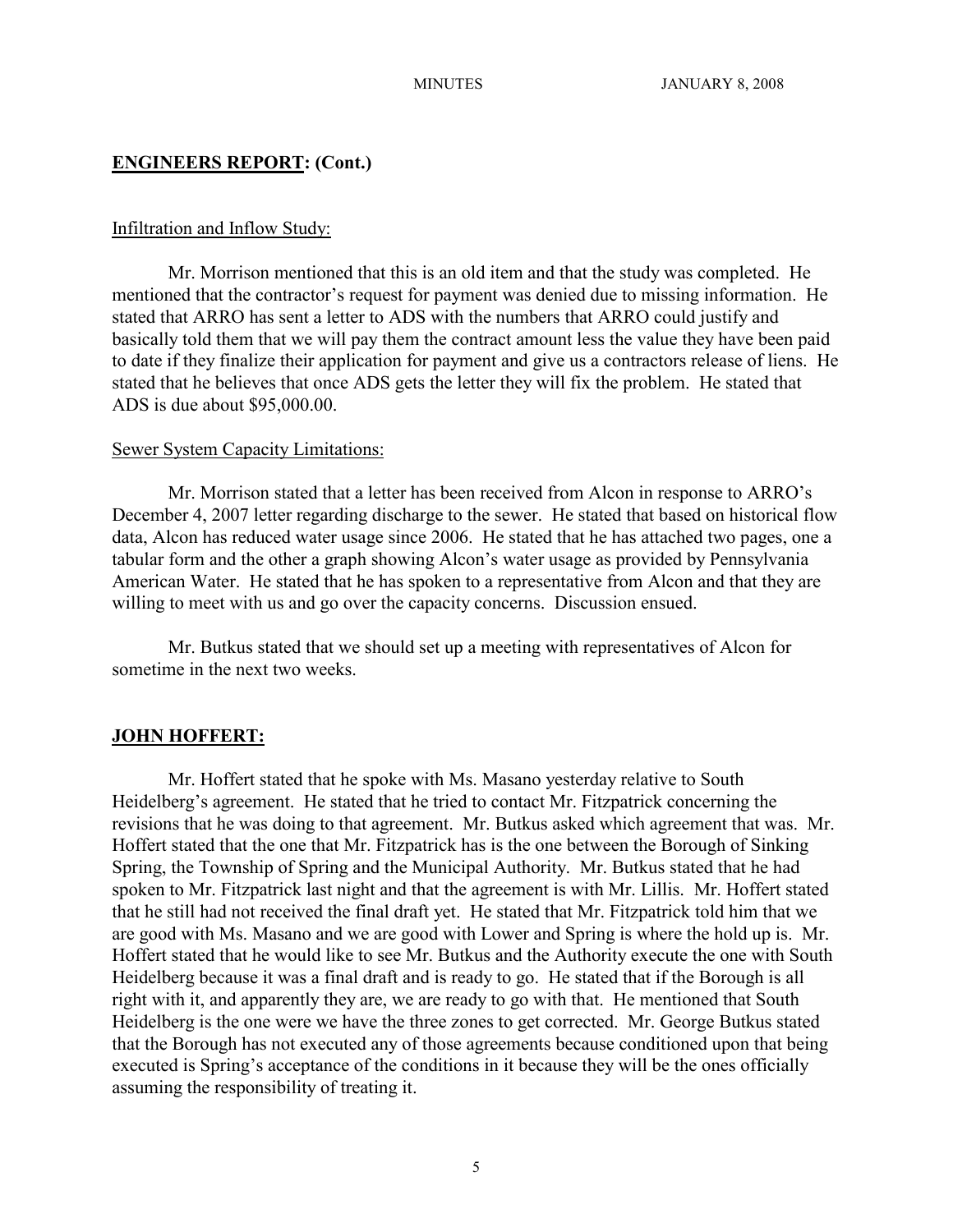## **ENGINEERS REPORT: (Cont.)**

Infiltration and Inflow Study:

Mr. Morrison mentioned that this is an old item and that the study was completed. He mentioned that the contractor's request for payment was denied due to missing information. He stated that ARRO has sent a letter to ADS with the numbers that ARRO could justify and basically told them that we will pay them the contract amount less the value they have been paid to date if they finalize their application for payment and give us a contractors release of liens. He stated that he believes that once ADS gets the letter they will fix the problem. He stated that ADS is due about $95,000.00.

Sewer System Capacity Limitations:

Mr. Morrison stated that a letter has been received from Alcon in response to ARRO's December 4, 2007 letter regarding discharge to the sewer. He stated that based on historical flow data, Alcon has reduced water usage since 2006. He stated that he has attached two pages, one a tabular form and the other a graph showing Alcon's water usage as provided by Pennsylvania American Water. He stated that he has spoken to a representative from Alcon and that they are willing to meet with us and go over the capacity concerns. Discussion ensued.

Mr. Butkus stated that we should set up a meeting with representatives of Alcon for sometime in the next two weeks.

## **JOHN HOFFERT:**

Mr. Hoffert stated that he spoke with Ms. Masano yesterday relative to South Heidelberg's agreement. He stated that he tried to contact Mr. Fitzpatrick concerning the revisions that he was doing to that agreement. Mr. Butkus asked which agreement that was. Mr. Hoffert stated that the one that Mr. Fitzpatrick has is the one between the Borough of Sinking Spring, the Township of Spring and the Municipal Authority. Mr. Butkus stated that he had spoken to Mr. Fitzpatrick last night and that the agreement is with Mr. Lillis. Mr. Hoffert stated that he still had not received the final draft yet. He stated that Mr. Fitzpatrick told him that we are good with Ms. Masano and we are good with Lower and Spring is where the hold up is. Mr. Hoffert stated that he would like to see Mr. Butkus and the Authority execute the one with South Heidelberg because it was a final draft and is ready to go. He stated that if the Borough is all right with it, and apparently they are, we are ready to go with that. He mentioned that South Heidelberg is the one were we have the three zones to get corrected. Mr. George Butkus stated that the Borough has not executed any of those agreements because conditioned upon that being executed is Spring's acceptance of the conditions in it because they will be the ones officially assuming the responsibility of treating it.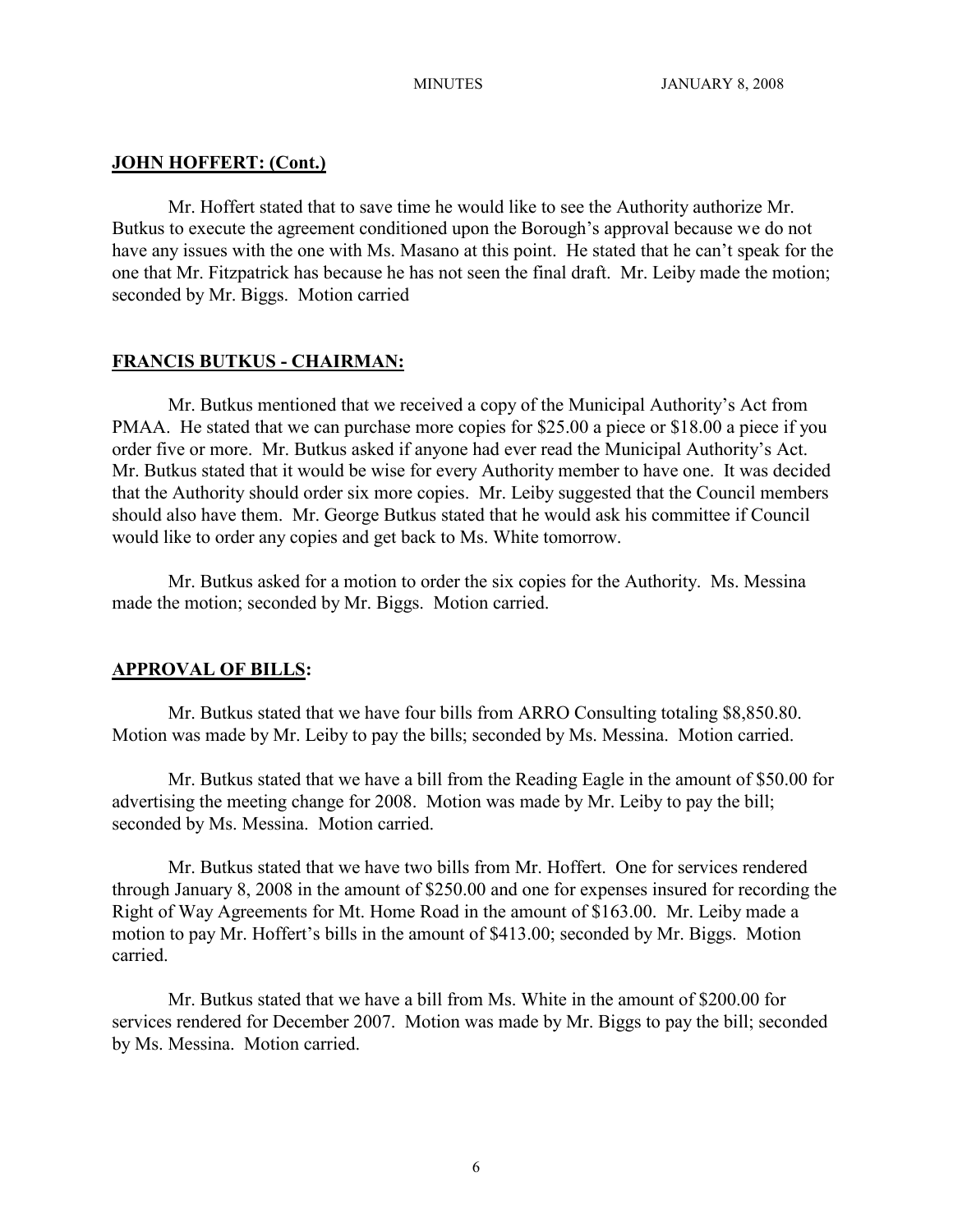**JOHN HOFFERT: (Cont.)**

Mr. Hoffert stated that to save time he would like to see the Authority authorize Mr. Butkus to execute the agreement conditioned upon the Borough's approval because we do not have any issues with the one with Ms. Masano at this point. He stated that he can't speak for the one that Mr. Fitzpatrick has because he has not seen the final draft. Mr. Leiby made the motion; seconded by Mr. Biggs. Motion carried

**FRANCIS BUTKUS - CHAIRMAN:**

Mr. Butkus mentioned that we received a copy of the Municipal Authority's Act from PMAA. He stated that we can purchase more copies for $25.00 a piece or $18.00 a piece if you order five or more. Mr. Butkus asked if anyone had ever read the Municipal Authority's Act. Mr. Butkus stated that it would be wise for every Authority member to have one. It was decided that the Authority should order six more copies. Mr. Leiby suggested that the Council members should also have them. Mr. George Butkus stated that he would ask his committee if Council would like to order any copies and get back to Ms. White tomorrow.

Mr. Butkus asked for a motion to order the six copies for the Authority. Ms. Messina made the motion; seconded by Mr. Biggs. Motion carried.

**APPROVAL OF BILLS:**

Mr. Butkus stated that we have four bills from ARRO Consulting totaling $8,850.80. Motion was made by Mr. Leiby to pay the bills; seconded by Ms. Messina. Motion carried.

Mr. Butkus stated that we have a bill from the Reading Eagle in the amount of $50.00 for advertising the meeting change for 2008. Motion was made by Mr. Leiby to pay the bill; seconded by Ms. Messina. Motion carried.

Mr. Butkus stated that we have two bills from Mr. Hoffert. One for services rendered through January 8, 2008 in the amount of $250.00 and one for expenses insured for recording the Right of Way Agreements for Mt. Home Road in the amount of $163.00. Mr. Leiby made a motion to pay Mr. Hoffert's bills in the amount of $413.00; seconded by Mr. Biggs. Motion carried.

Mr. Butkus stated that we have a bill from Ms. White in the amount of $200.00 for services rendered for December 2007. Motion was made by Mr. Biggs to pay the bill; seconded by Ms. Messina. Motion carried.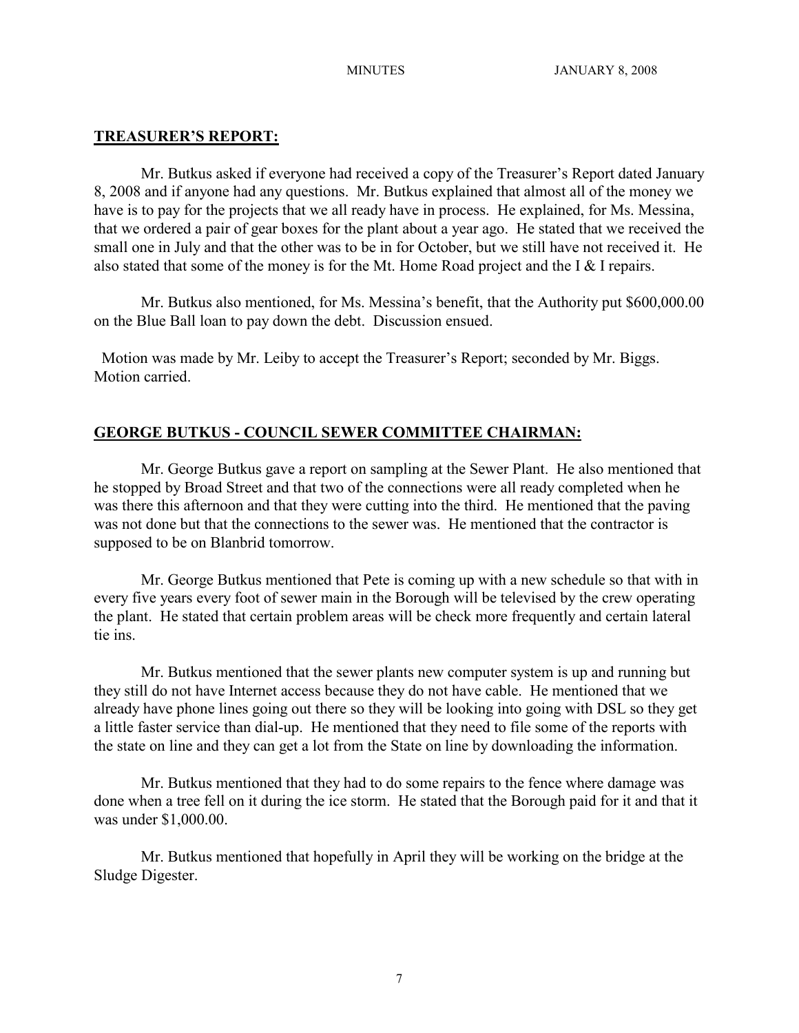## TREASURER'S REPORT:

Mr. Butkus asked if everyone had received a copy of the Treasurer's Report dated January 8, 2008 and if anyone had any questions. Mr. Butkus explained that almost all of the money we have is to pay for the projects that we all ready have in process. He explained, for Ms. Messina, that we ordered a pair of gear boxes for the plant about a year ago. He stated that we received the small one in July and that the other was to be in for October, but we still have not received it. He also stated that some of the money is for the Mt. Home Road project and the I & I repairs.

Mr. Butkus also mentioned, for Ms. Messina's benefit, that the Authority put $600,000.00 on the Blue Ball loan to pay down the debt. Discussion ensued.

Motion was made by Mr. Leiby to accept the Treasurer's Report; seconded by Mr. Biggs. Motion carried.

## GEORGE BUTKUS - COUNCIL SEWER COMMITTEE CHAIRMAN:

Mr. George Butkus gave a report on sampling at the Sewer Plant. He also mentioned that he stopped by Broad Street and that two of the connections were all ready completed when he was there this afternoon and that they were cutting into the third. He mentioned that the paving was not done but that the connections to the sewer was. He mentioned that the contractor is supposed to be on Blanbrid tomorrow.

Mr. George Butkus mentioned that Pete is coming up with a new schedule so that with in every five years every foot of sewer main in the Borough will be televised by the crew operating the plant. He stated that certain problem areas will be check more frequently and certain lateral tie ins.

Mr. Butkus mentioned that the sewer plants new computer system is up and running but they still do not have Internet access because they do not have cable. He mentioned that we already have phone lines going out there so they will be looking into going with DSL so they get a little faster service than dial-up. He mentioned that they need to file some of the reports with the state on line and they can get a lot from the State on line by downloading the information.

Mr. Butkus mentioned that they had to do some repairs to the fence where damage was done when a tree fell on it during the ice storm. He stated that the Borough paid for it and that it was under $1,000.00.

Mr. Butkus mentioned that hopefully in April they will be working on the bridge at the Sludge Digester.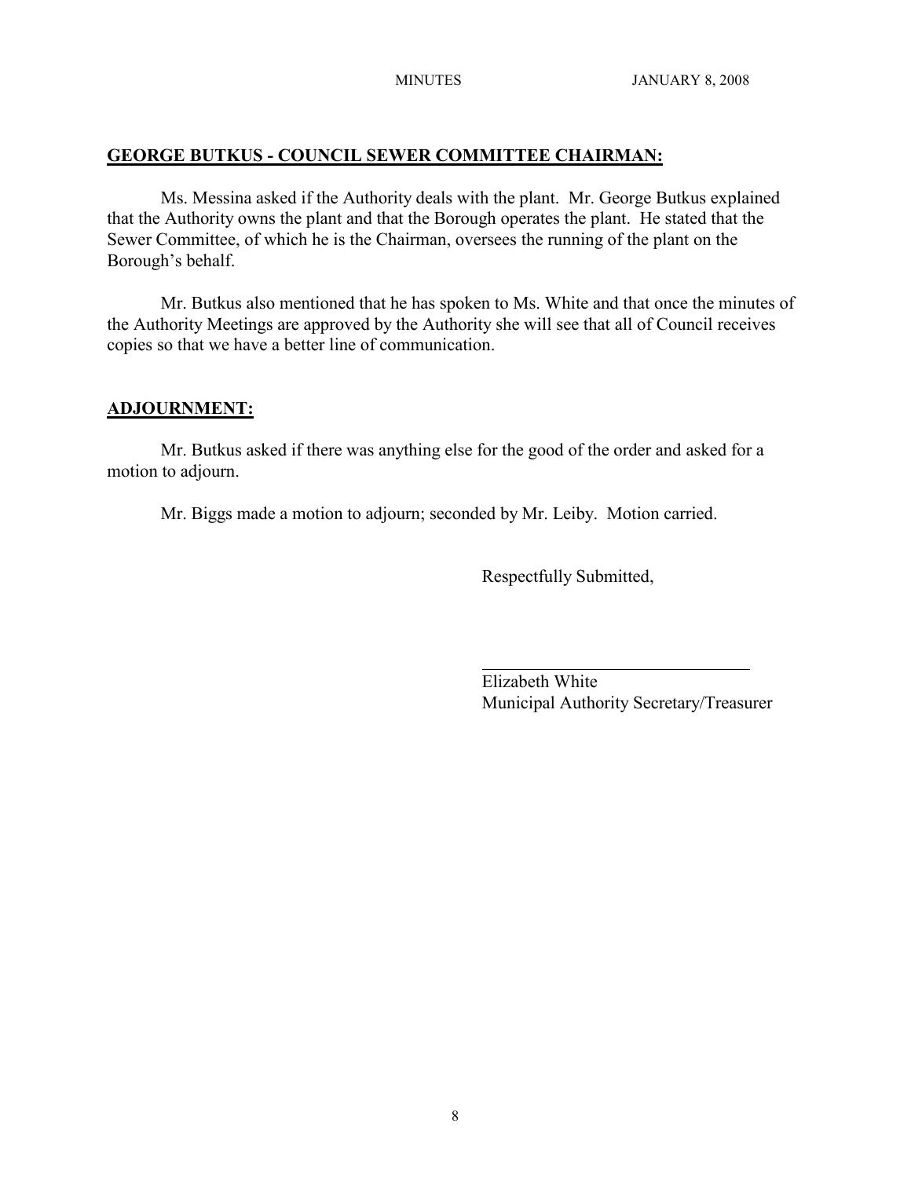## GEORGE BUTKUS - COUNCIL SEWER COMMITTEE CHAIRMAN:

Ms. Messina asked if the Authority deals with the plant. Mr. George Butkus explained that the Authority owns the plant and that the Borough operates the plant. He stated that the Sewer Committee, of which he is the Chairman, oversees the running of the plant on the Borough's behalf.

Mr. Butkus also mentioned that he has spoken to Ms. White and that once the minutes of the Authority Meetings are approved by the Authority she will see that all of Council receives copies so that we have a better line of communication.

## ADJOURNMENT:

Mr. Butkus asked if there was anything else for the good of the order and asked for a motion to adjourn.

Mr. Biggs made a motion to adjourn; seconded by Mr. Leiby. Motion carried.

Respectfully Submitted,

Elizabeth White
Municipal Authority Secretary/Treasurer